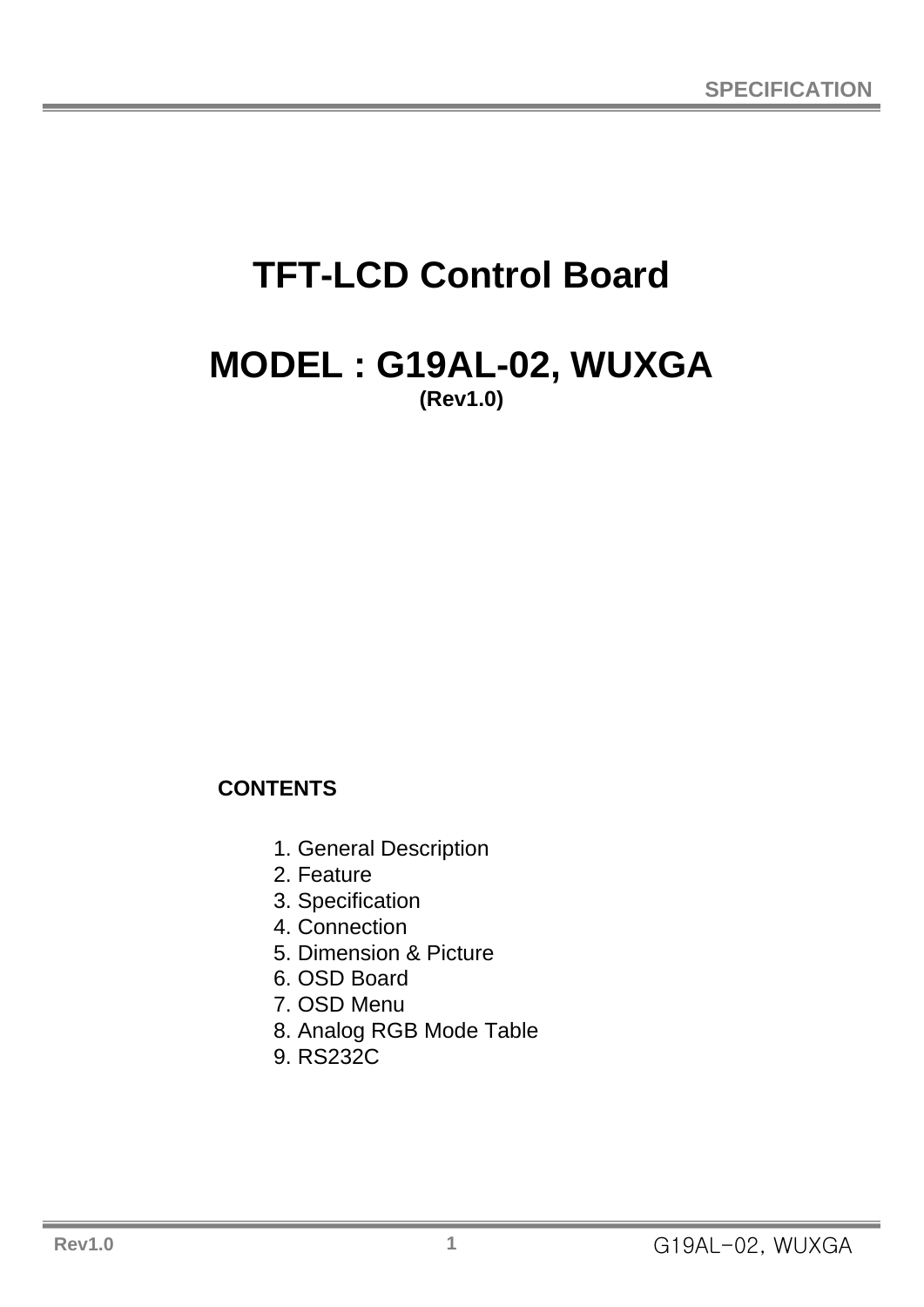# TFT-LCD Control Board

# MODEL : G19AL-02, WUXGA

**(Rev1.0)**

**CONTENTS**

1. General Description
2. Feature
3. Specification
4. Connection
5. Dimension & Picture
6. OSD Board
7. OSD Menu
8. Analog RGB Mode Table
9. RS232C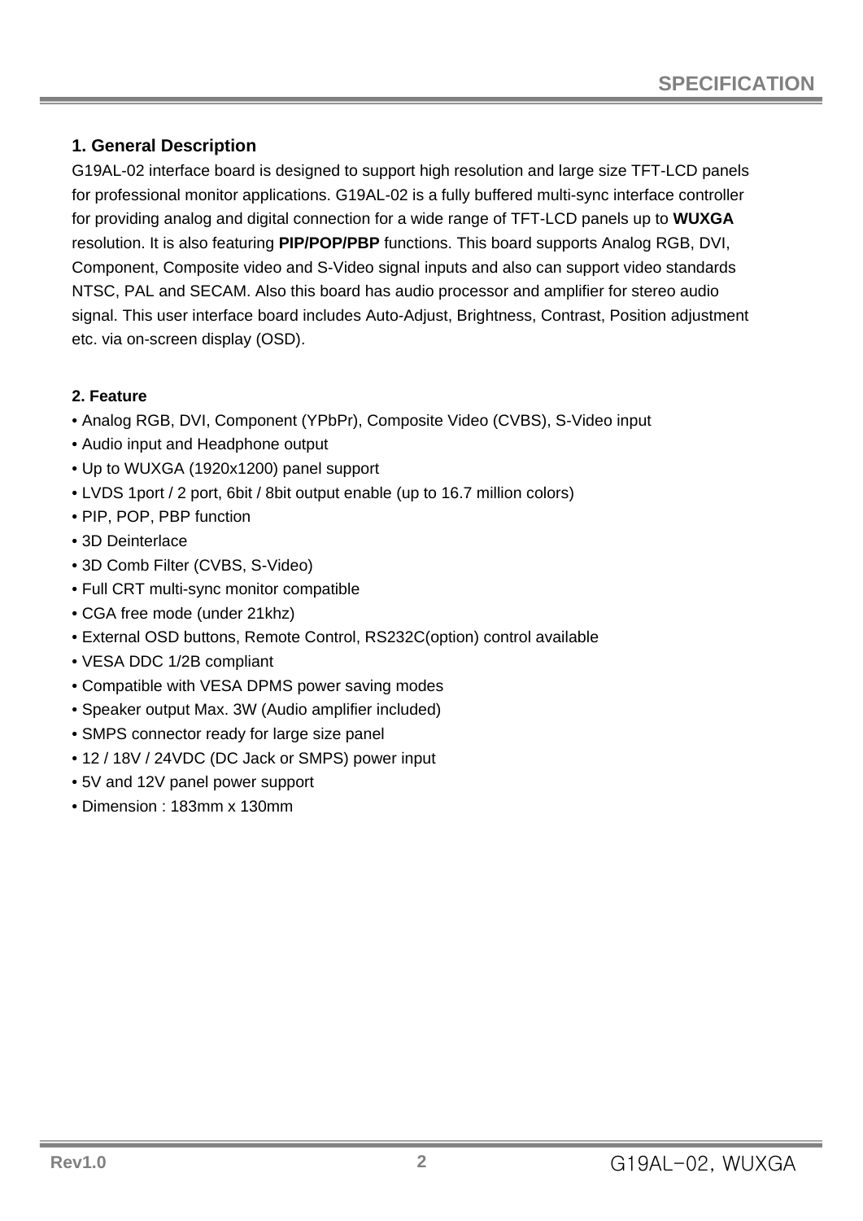## 1. General Description

G19AL-02 interface board is designed to support high resolution and large size TFT-LCD panels for professional monitor applications. G19AL-02 is a fully buffered multi-sync interface controller for providing analog and digital connection for a wide range of TFT-LCD panels up to **WUXGA** resolution. It is also featuring **PIP/POP/PBP** functions. This board supports Analog RGB, DVI, Component, Composite video and S-Video signal inputs and also can support video standards NTSC, PAL and SECAM. Also this board has audio processor and amplifier for stereo audio signal. This user interface board includes Auto-Adjust, Brightness, Contrast, Position adjustment etc. via on-screen display (OSD).

## 2. Feature

- Analog RGB, DVI, Component (YPbPr), Composite Video (CVBS), S-Video input
- Audio input and Headphone output
- Up to WUXGA (1920x1200) panel support
- LVDS 1port / 2 port, 6bit / 8bit output enable (up to 16.7 million colors)
- PIP, POP, PBP function
- 3D Deinterlace
- 3D Comb Filter (CVBS, S-Video)
- Full CRT multi-sync monitor compatible
- CGA free mode (under 21khz)
- External OSD buttons, Remote Control, RS232C(option) control available
- VESA DDC 1/2B compliant
- Compatible with VESA DPMS power saving modes
- Speaker output Max. 3W (Audio amplifier included)
- SMPS connector ready for large size panel
- 12 / 18V / 24VDC (DC Jack or SMPS) power input
- 5V and 12V panel power support
- Dimension : 183mm x 130mm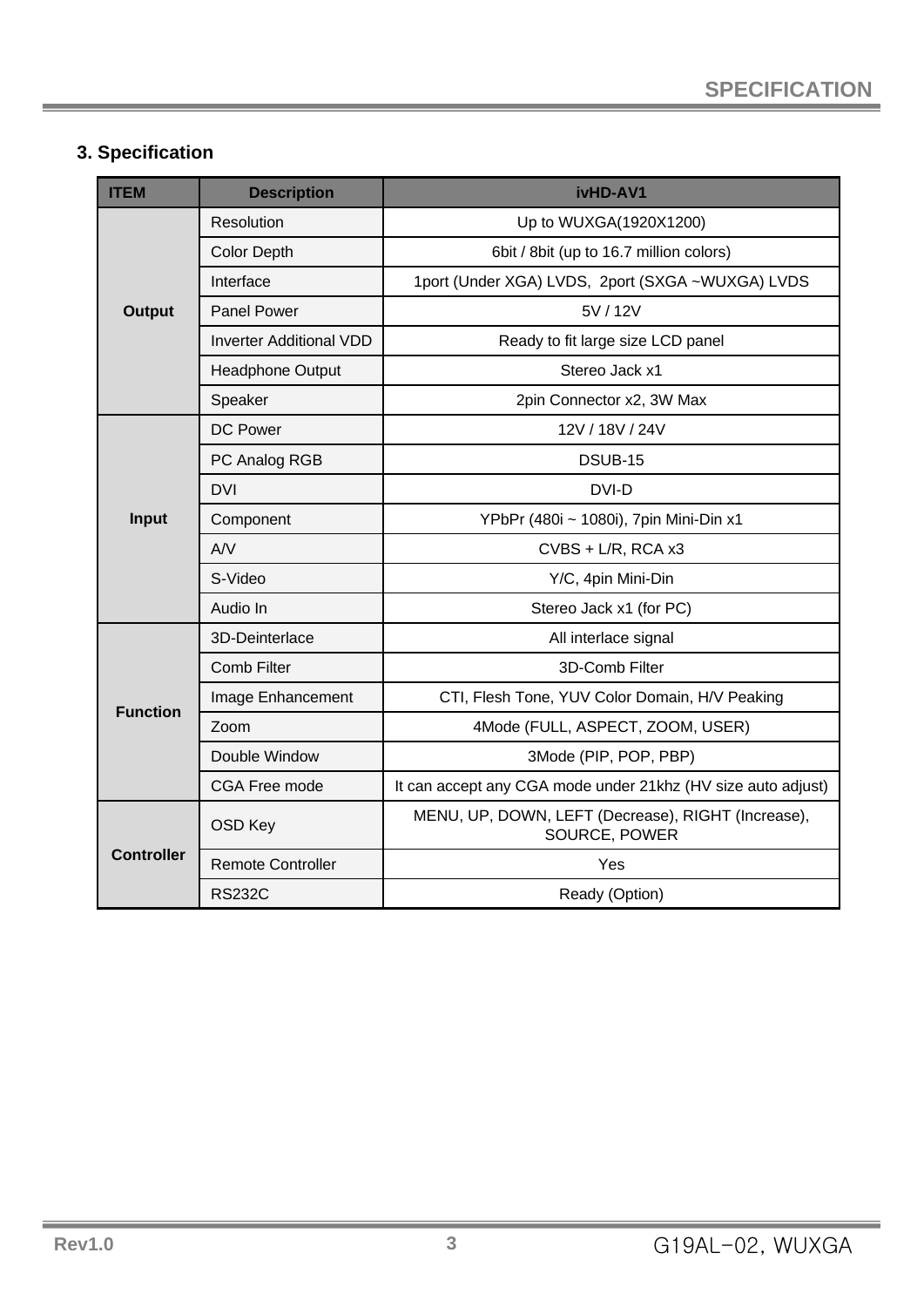## 3. Specification

| ITEM | Description | ivHD-AV1 |
|---|---|---|
| Output | Resolution | Up to WUXGA(1920X1200) |
| | Color Depth | 6bit / 8bit (up to 16.7 million colors) |
| | Interface | 1port (Under XGA) LVDS,  2port (SXGA ~WUXGA) LVDS |
| | Panel Power | 5V / 12V |
| | Inverter Additional VDD | Ready to fit large size LCD panel |
| | Headphone Output | Stereo Jack x1 |
| | Speaker | 2pin Connector x2, 3W Max |
| Input | DC Power | 12V / 18V / 24V |
| | PC Analog RGB | DSUB-15 |
| | DVI | DVI-D |
| | Component | YPbPr (480i ~ 1080i), 7pin Mini-Din x1 |
| | A/V | CVBS + L/R, RCA x3 |
| | S-Video | Y/C, 4pin Mini-Din |
| | Audio In | Stereo Jack x1 (for PC) |
| Function | 3D-Deinterlace | All interlace signal |
| | Comb Filter | 3D-Comb Filter |
| | Image Enhancement | CTI, Flesh Tone, YUV Color Domain, H/V Peaking |
| | Zoom | 4Mode (FULL, ASPECT, ZOOM, USER) |
| | Double Window | 3Mode (PIP, POP, PBP) |
| | CGA Free mode | It can accept any CGA mode under 21khz (HV size auto adjust) |
| Controller | OSD Key | MENU, UP, DOWN, LEFT (Decrease), RIGHT (Increase), SOURCE, POWER |
| | Remote Controller | Yes |
| | RS232C | Ready (Option) |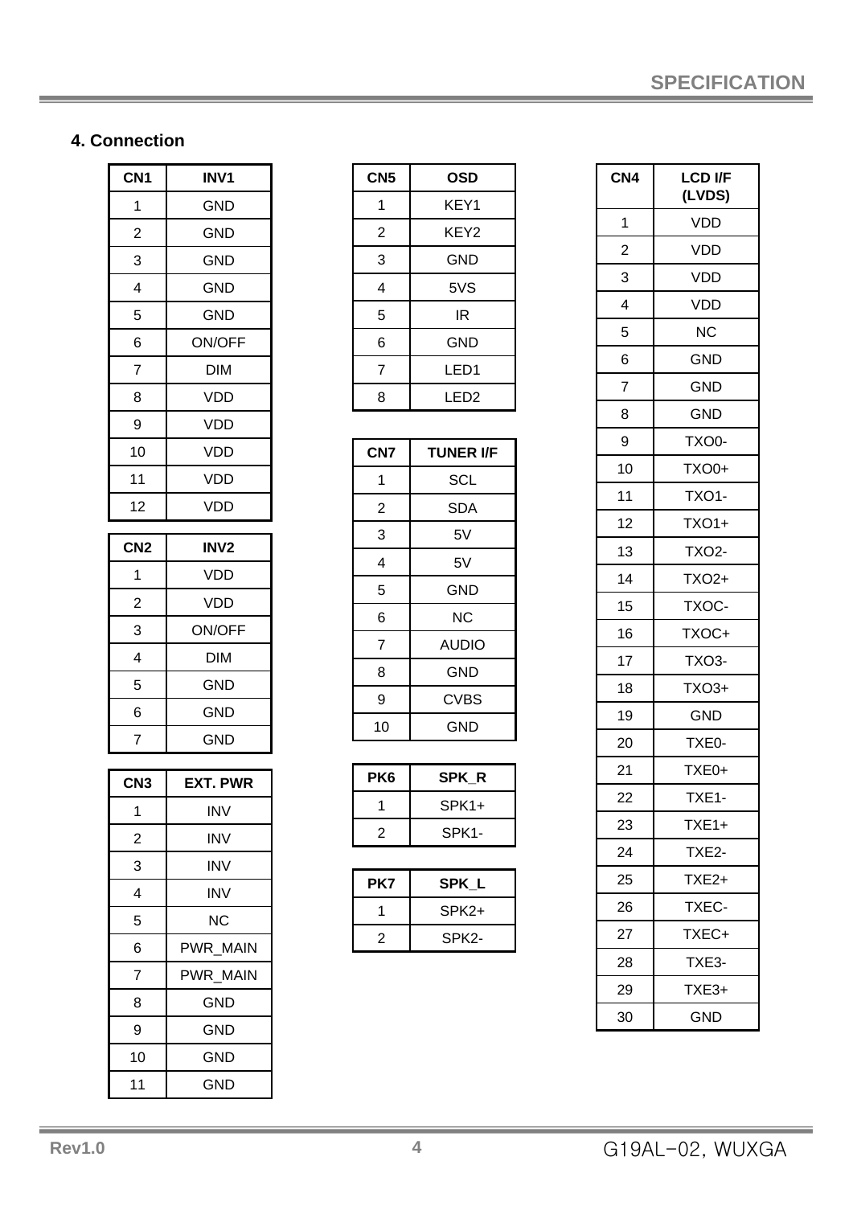## 4. Connection

| CN1 | INV1 |
|---|---|
| 1 | GND |
| 2 | GND |
| 3 | GND |
| 4 | GND |
| 5 | GND |
| 6 | ON/OFF |
| 7 | DIM |
| 8 | VDD |
| 9 | VDD |
| 10 | VDD |
| 11 | VDD |
| 12 | VDD |

| CN2 | INV2 |
|---|---|
| 1 | VDD |
| 2 | VDD |
| 3 | ON/OFF |
| 4 | DIM |
| 5 | GND |
| 6 | GND |
| 7 | GND |

| CN3 | EXT. PWR |
|---|---|
| 1 | INV |
| 2 | INV |
| 3 | INV |
| 4 | INV |
| 5 | NC |
| 6 | PWR_MAIN |
| 7 | PWR_MAIN |
| 8 | GND |
| 9 | GND |
| 10 | GND |
| 11 | GND |

| CN5 | OSD |
|---|---|
| 1 | KEY1 |
| 2 | KEY2 |
| 3 | GND |
| 4 | 5VS |
| 5 | IR |
| 6 | GND |
| 7 | LED1 |
| 8 | LED2 |

| CN7 | TUNER I/F |
|---|---|
| 1 | SCL |
| 2 | SDA |
| 3 | 5V |
| 4 | 5V |
| 5 | GND |
| 6 | NC |
| 7 | AUDIO |
| 8 | GND |
| 9 | CVBS |
| 10 | GND |

| PK6 | SPK_R |
|---|---|
| 1 | SPK1+ |
| 2 | SPK1- |

| PK7 | SPK_L |
|---|---|
| 1 | SPK2+ |
| 2 | SPK2- |

| CN4 | LCD I/F (LVDS) |
|---|---|
| 1 | VDD |
| 2 | VDD |
| 3 | VDD |
| 4 | VDD |
| 5 | NC |
| 6 | GND |
| 7 | GND |
| 8 | GND |
| 9 | TXO0- |
| 10 | TXO0+ |
| 11 | TXO1- |
| 12 | TXO1+ |
| 13 | TXO2- |
| 14 | TXO2+ |
| 15 | TXOC- |
| 16 | TXOC+ |
| 17 | TXO3- |
| 18 | TXO3+ |
| 19 | GND |
| 20 | TXE0- |
| 21 | TXE0+ |
| 22 | TXE1- |
| 23 | TXE1+ |
| 24 | TXE2- |
| 25 | TXE2+ |
| 26 | TXEC- |
| 27 | TXEC+ |
| 28 | TXE3- |
| 29 | TXE3+ |
| 30 | GND |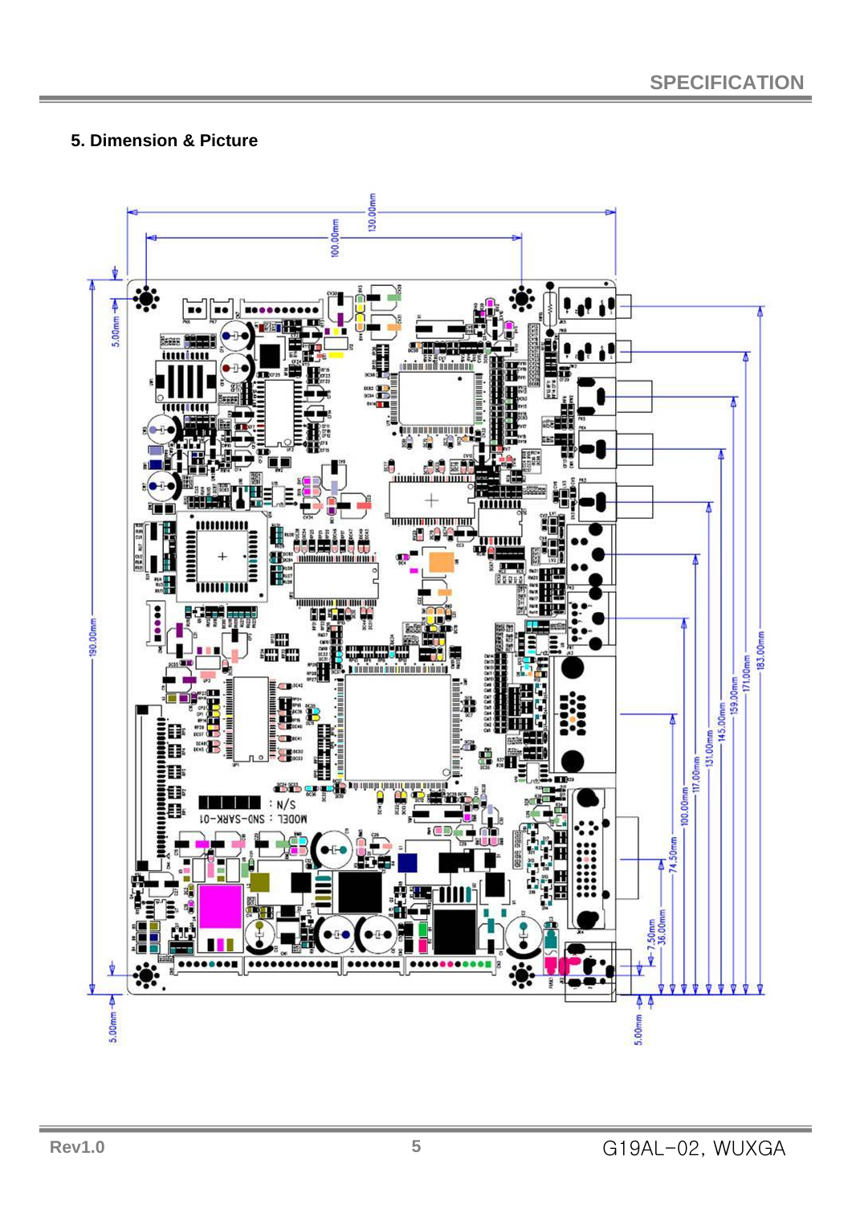## 5. Dimension & Picture

130.00mm

100.00mm

5.00mm

190.00mm

5.00mm

183.00mm

171.00mm

159.00mm

145.00mm

131.00mm

117.00mm

100.00mm

74.50mm

36.00mm

7.50mm

5.00mm

MODEL : SND-SARK-01

S/N :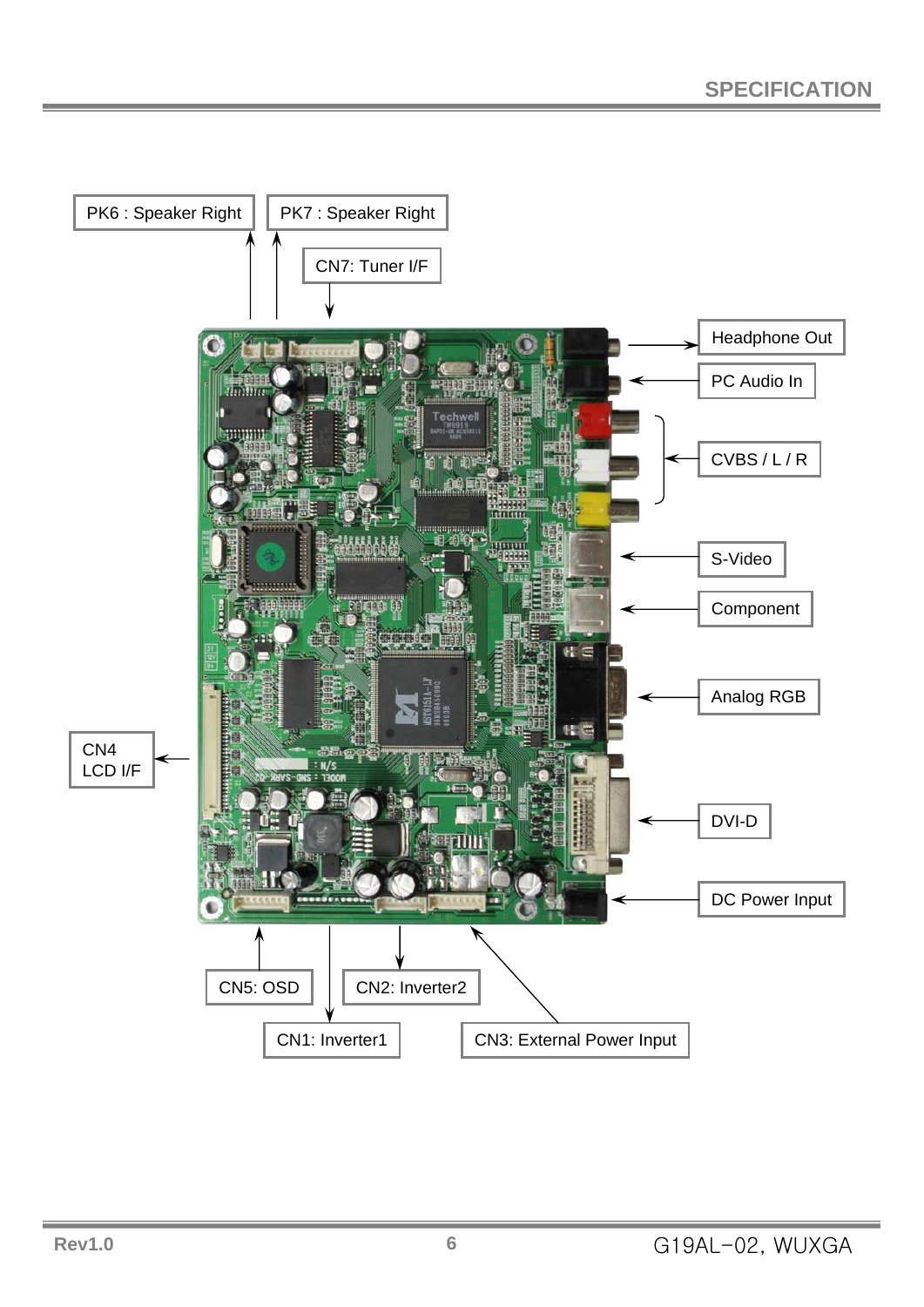PK6 : Speaker Right

PK7 : Speaker Right

CN7: Tuner I/F

Headphone Out

PC Audio In

CVBS / L / R

S-Video

Component

Analog RGB

DVI-D

DC Power Input

CN4
LCD I/F

CN5: OSD

CN2: Inverter2

CN1: Inverter1

CN3: External Power Input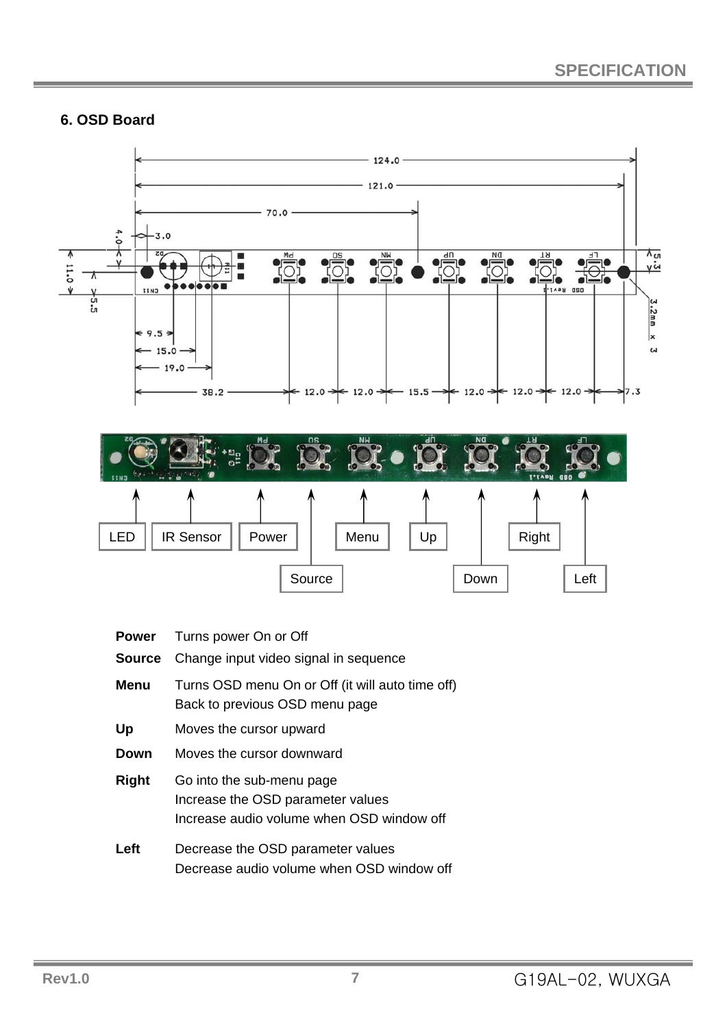## 6. OSD Board

**Power** Turns power On or Off

**Source** Change input video signal in sequence

**Menu** Turns OSD menu On or Off (it will auto time off)
Back to previous OSD menu page

**Up** Moves the cursor upward

**Down** Moves the cursor downward

**Right** Go into the sub-menu page
Increase the OSD parameter values
Increase audio volume when OSD window off

**Left** Decrease the OSD parameter values
Decrease audio volume when OSD window off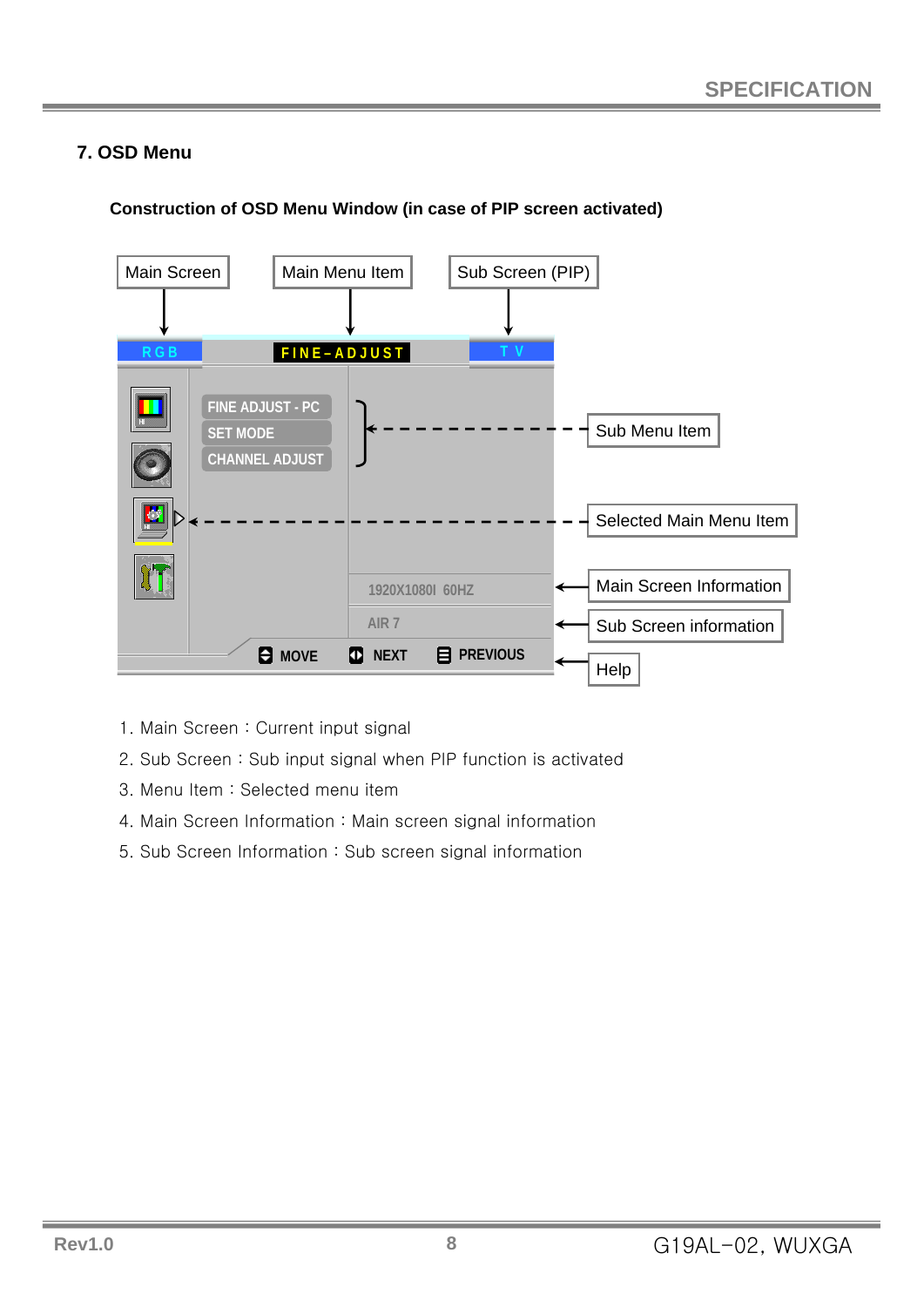## 7. OSD Menu

**Construction of OSD Menu Window (in case of PIP screen activated)**

Main Screen

Main Menu Item

Sub Screen (PIP)

RGB

FINE-ADJUST

TV

FINE ADJUST - PC

SET MODE

CHANNEL ADJUST

Sub Menu Item

Selected Main Menu Item

1920X1080I 60HZ

Main Screen Information

AIR 7

Sub Screen information

MOVE NEXT PREVIOUS

Help

1. Main Screen : Current input signal
2. Sub Screen : Sub input signal when PIP function is activated
3. Menu Item : Selected menu item
4. Main Screen Information : Main screen signal information
5. Sub Screen Information : Sub screen signal information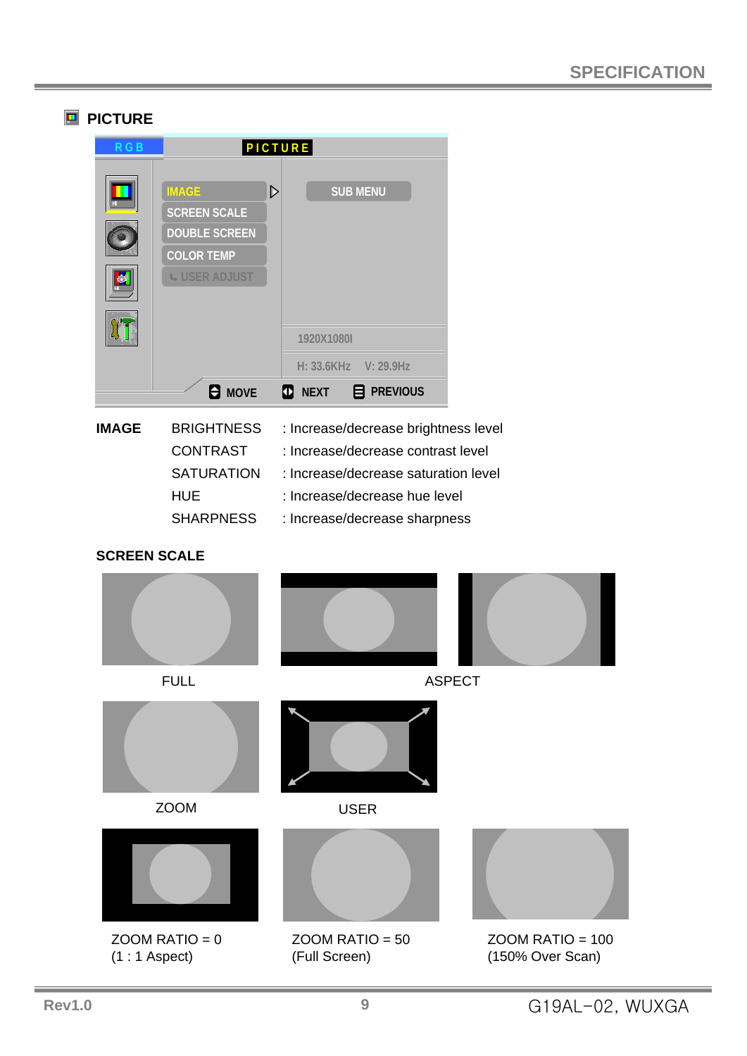## PICTURE

## IMAGE

| | |
|---|---|
| BRIGHTNESS | : Increase/decrease brightness level |
| CONTRAST | : Increase/decrease contrast level |
| SATURATION | : Increase/decrease saturation level |
| HUE | : Increase/decrease hue level |
| SHARPNESS | : Increase/decrease sharpness |

## SCREEN SCALE

FULL

ASPECT

ZOOM

USER

ZOOM RATIO = 0
(1 : 1 Aspect)

ZOOM RATIO = 50
(Full Screen)

ZOOM RATIO = 100
(150% Over Scan)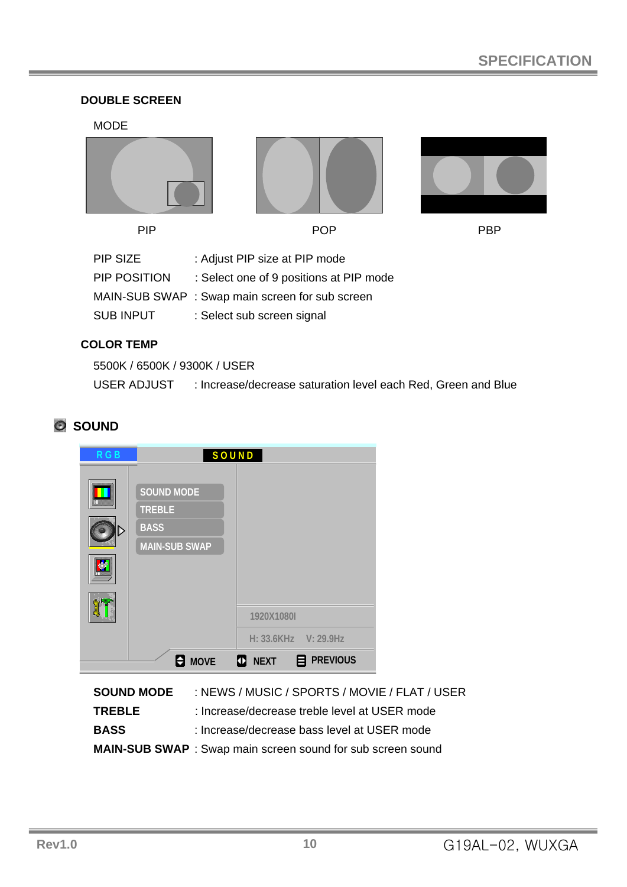### DOUBLE SCREEN

MODE

PIP POP PBP

| | |
|---|---|
| PIP SIZE | : Adjust PIP size at PIP mode |
| PIP POSITION | : Select one of 9 positions at PIP mode |
| MAIN-SUB SWAP | : Swap main screen for sub screen |
| SUB INPUT | : Select sub screen signal |

### COLOR TEMP

5500K / 6500K / 9300K / USER

USER ADJUST : Increase/decrease saturation level each Red, Green and Blue

## SOUND

RGB SOUND

SOUND MODE
TREBLE
BASS
MAIN-SUB SWAP

1920X1080I

H: 33.6KHz V: 29.9Hz

MOVE NEXT PREVIOUS

| | |
|---|---|
| **SOUND MODE** | : NEWS / MUSIC / SPORTS / MOVIE / FLAT / USER |
| **TREBLE** | : Increase/decrease treble level at USER mode |
| **BASS** | : Increase/decrease bass level at USER mode |
| **MAIN-SUB SWAP** | : Swap main screen sound for sub screen sound |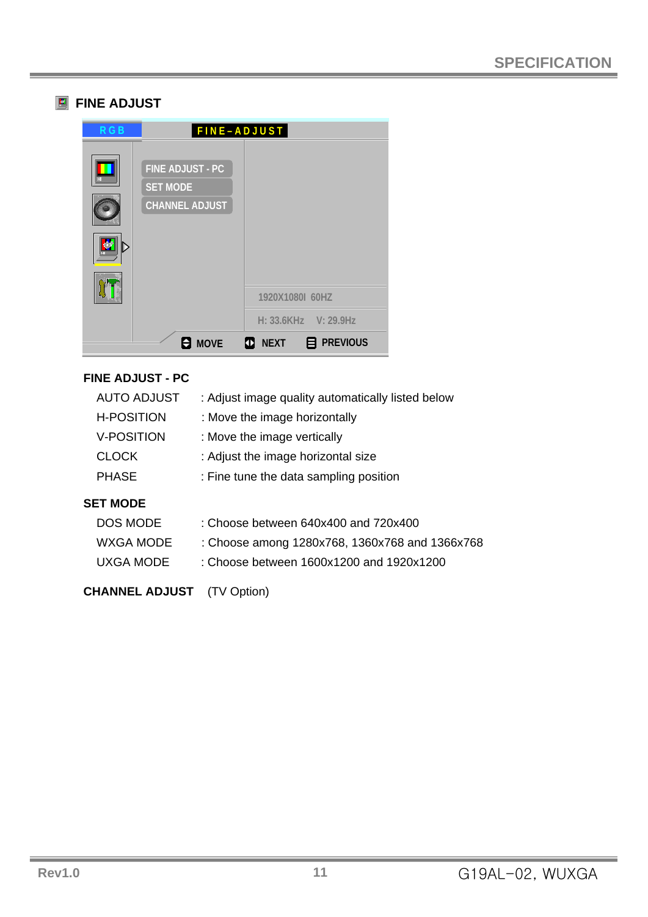## FINE ADJUST

**FINE ADJUST - PC**

| | |
|---|---|
| AUTO ADJUST | : Adjust image quality automatically listed below |
| H-POSITION | : Move the image horizontally |
| V-POSITION | : Move the image vertically |
| CLOCK | : Adjust the image horizontal size |
| PHASE | : Fine tune the data sampling position |

**SET MODE**

| | |
|---|---|
| DOS MODE | : Choose between 640x400 and 720x400 |
| WXGA MODE | : Choose among 1280x768, 1360x768 and 1366x768 |
| UXGA MODE | : Choose between 1600x1200 and 1920x1200 |

**CHANNEL ADJUST** (TV Option)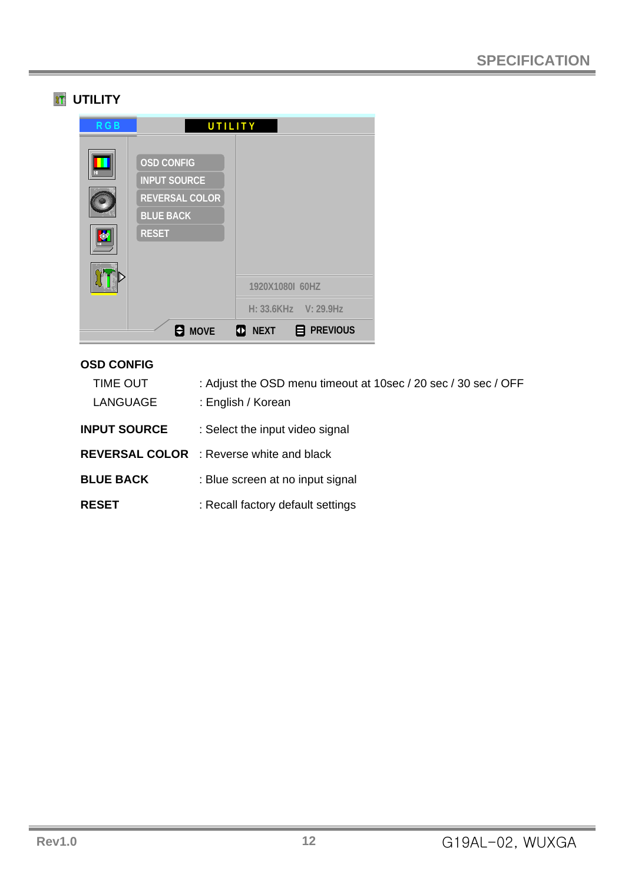## UTILITY

RGB | UTILITY

- OSD CONFIG
- INPUT SOURCE
- REVERSAL COLOR
- BLUE BACK
- RESET

1920X1080I 60HZ

H: 33.6KHz V: 29.9Hz

MOVE NEXT PREVIOUS

**OSD CONFIG**

| | |
|---|---|
| TIME OUT | : Adjust the OSD menu timeout at 10sec / 20 sec / 30 sec / OFF |
| LANGUAGE | : English / Korean |
| **INPUT SOURCE** | : Select the input video signal |
| **REVERSAL COLOR** | : Reverse white and black |
| **BLUE BACK** | : Blue screen at no input signal |
| **RESET** | : Recall factory default settings |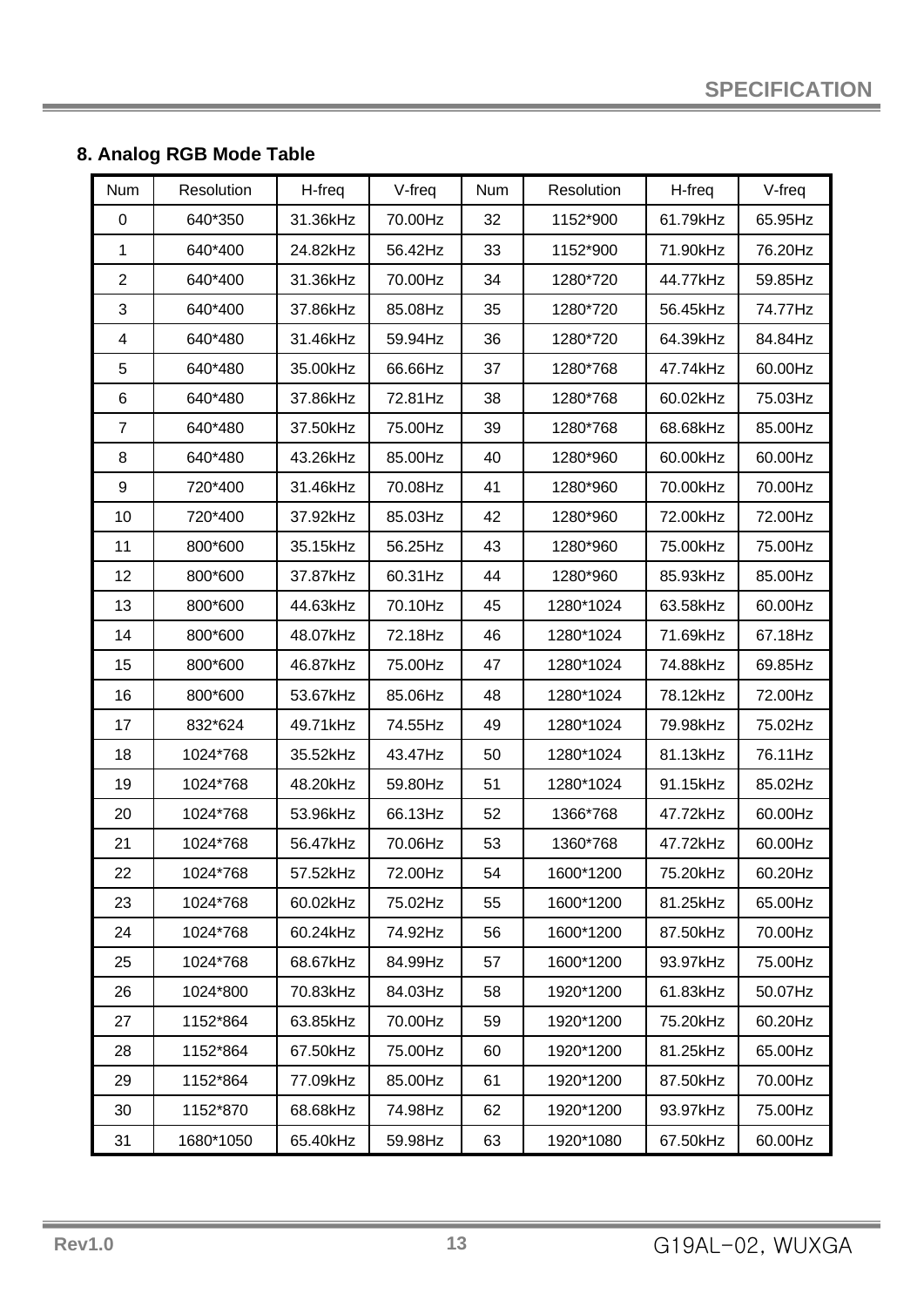## 8. Analog RGB Mode Table

| Num | Resolution | H-freq | V-freq | Num | Resolution | H-freq | V-freq |
|---|---|---|---|---|---|---|---|
| 0 | 640*350 | 31.36kHz | 70.00Hz | 32 | 1152*900 | 61.79kHz | 65.95Hz |
| 1 | 640*400 | 24.82kHz | 56.42Hz | 33 | 1152*900 | 71.90kHz | 76.20Hz |
| 2 | 640*400 | 31.36kHz | 70.00Hz | 34 | 1280*720 | 44.77kHz | 59.85Hz |
| 3 | 640*400 | 37.86kHz | 85.08Hz | 35 | 1280*720 | 56.45kHz | 74.77Hz |
| 4 | 640*480 | 31.46kHz | 59.94Hz | 36 | 1280*720 | 64.39kHz | 84.84Hz |
| 5 | 640*480 | 35.00kHz | 66.66Hz | 37 | 1280*768 | 47.74kHz | 60.00Hz |
| 6 | 640*480 | 37.86kHz | 72.81Hz | 38 | 1280*768 | 60.02kHz | 75.03Hz |
| 7 | 640*480 | 37.50kHz | 75.00Hz | 39 | 1280*768 | 68.68kHz | 85.00Hz |
| 8 | 640*480 | 43.26kHz | 85.00Hz | 40 | 1280*960 | 60.00kHz | 60.00Hz |
| 9 | 720*400 | 31.46kHz | 70.08Hz | 41 | 1280*960 | 70.00kHz | 70.00Hz |
| 10 | 720*400 | 37.92kHz | 85.03Hz | 42 | 1280*960 | 72.00kHz | 72.00Hz |
| 11 | 800*600 | 35.15kHz | 56.25Hz | 43 | 1280*960 | 75.00kHz | 75.00Hz |
| 12 | 800*600 | 37.87kHz | 60.31Hz | 44 | 1280*960 | 85.93kHz | 85.00Hz |
| 13 | 800*600 | 44.63kHz | 70.10Hz | 45 | 1280*1024 | 63.58kHz | 60.00Hz |
| 14 | 800*600 | 48.07kHz | 72.18Hz | 46 | 1280*1024 | 71.69kHz | 67.18Hz |
| 15 | 800*600 | 46.87kHz | 75.00Hz | 47 | 1280*1024 | 74.88kHz | 69.85Hz |
| 16 | 800*600 | 53.67kHz | 85.06Hz | 48 | 1280*1024 | 78.12kHz | 72.00Hz |
| 17 | 832*624 | 49.71kHz | 74.55Hz | 49 | 1280*1024 | 79.98kHz | 75.02Hz |
| 18 | 1024*768 | 35.52kHz | 43.47Hz | 50 | 1280*1024 | 81.13kHz | 76.11Hz |
| 19 | 1024*768 | 48.20kHz | 59.80Hz | 51 | 1280*1024 | 91.15kHz | 85.02Hz |
| 20 | 1024*768 | 53.96kHz | 66.13Hz | 52 | 1366*768 | 47.72kHz | 60.00Hz |
| 21 | 1024*768 | 56.47kHz | 70.06Hz | 53 | 1360*768 | 47.72kHz | 60.00Hz |
| 22 | 1024*768 | 57.52kHz | 72.00Hz | 54 | 1600*1200 | 75.20kHz | 60.20Hz |
| 23 | 1024*768 | 60.02kHz | 75.02Hz | 55 | 1600*1200 | 81.25kHz | 65.00Hz |
| 24 | 1024*768 | 60.24kHz | 74.92Hz | 56 | 1600*1200 | 87.50kHz | 70.00Hz |
| 25 | 1024*768 | 68.67kHz | 84.99Hz | 57 | 1600*1200 | 93.97kHz | 75.00Hz |
| 26 | 1024*800 | 70.83kHz | 84.03Hz | 58 | 1920*1200 | 61.83kHz | 50.07Hz |
| 27 | 1152*864 | 63.85kHz | 70.00Hz | 59 | 1920*1200 | 75.20kHz | 60.20Hz |
| 28 | 1152*864 | 67.50kHz | 75.00Hz | 60 | 1920*1200 | 81.25kHz | 65.00Hz |
| 29 | 1152*864 | 77.09kHz | 85.00Hz | 61 | 1920*1200 | 87.50kHz | 70.00Hz |
| 30 | 1152*870 | 68.68kHz | 74.98Hz | 62 | 1920*1200 | 93.97kHz | 75.00Hz |
| 31 | 1680*1050 | 65.40kHz | 59.98Hz | 63 | 1920*1080 | 67.50kHz | 60.00Hz |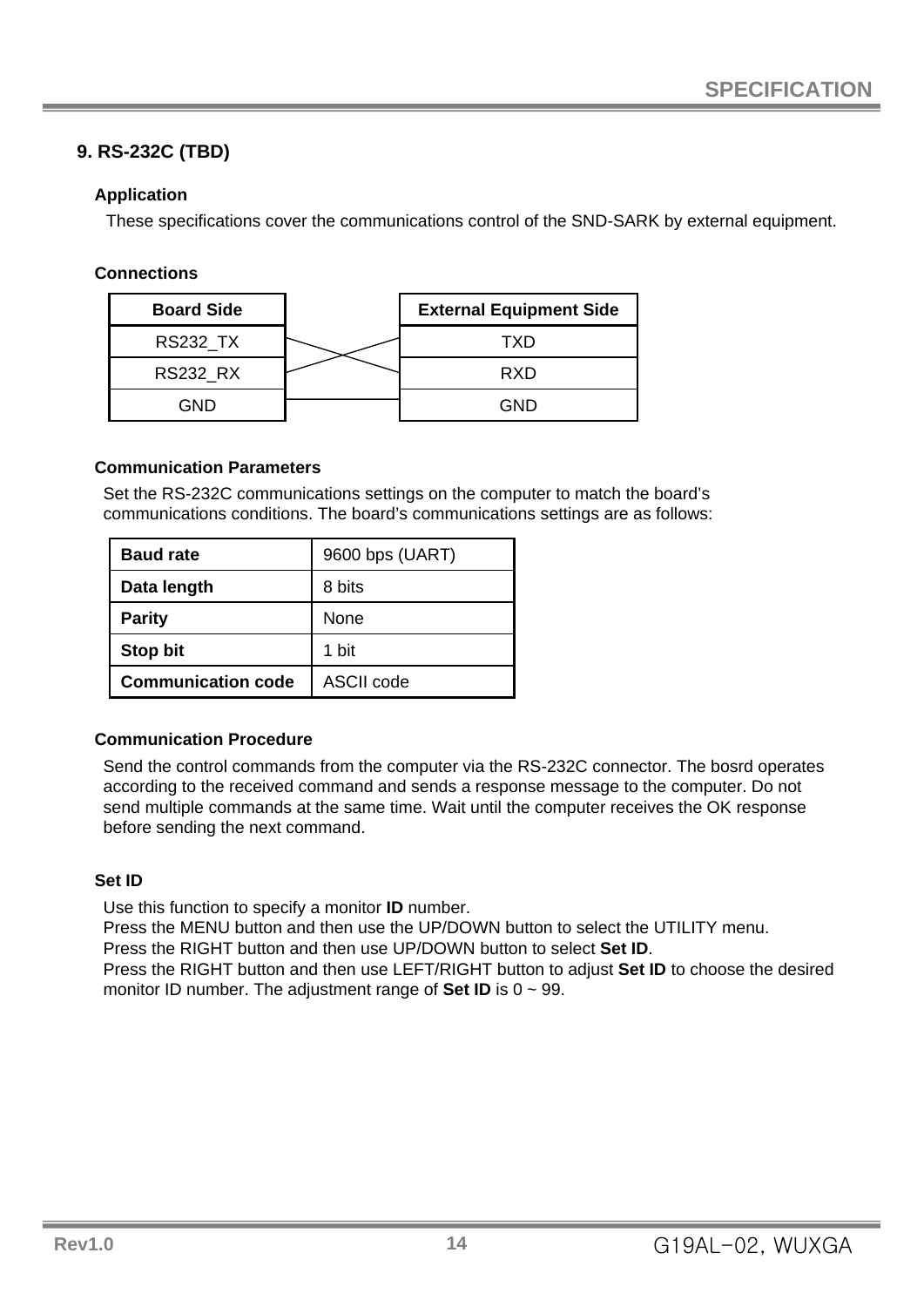## 9. RS-232C (TBD)

### Application

These specifications cover the communications control of the SND-SARK by external equipment.

### Connections

| Board Side | | External Equipment Side |
|---|---|---|
| RS232_TX | ╳ | TXD |
| RS232_RX | | RXD |
| GND | ─ | GND |

### Communication Parameters

Set the RS-232C communications settings on the computer to match the board's communications conditions. The board's communications settings are as follows:

| | |
|---|---|
| **Baud rate** | 9600 bps (UART) |
| **Data length** | 8 bits |
| **Parity** | None |
| **Stop bit** | 1 bit |
| **Communication code** | ASCII code |

### Communication Procedure

Send the control commands from the computer via the RS-232C connector. The bosrd operates according to the received command and sends a response message to the computer. Do not send multiple commands at the same time. Wait until the computer receives the OK response before sending the next command.

### Set ID

Use this function to specify a monitor **ID** number.
Press the MENU button and then use the UP/DOWN button to select the UTILITY menu.
Press the RIGHT button and then use UP/DOWN button to select **Set ID**.
Press the RIGHT button and then use LEFT/RIGHT button to adjust **Set ID** to choose the desired monitor ID number. The adjustment range of **Set ID** is 0 ~ 99.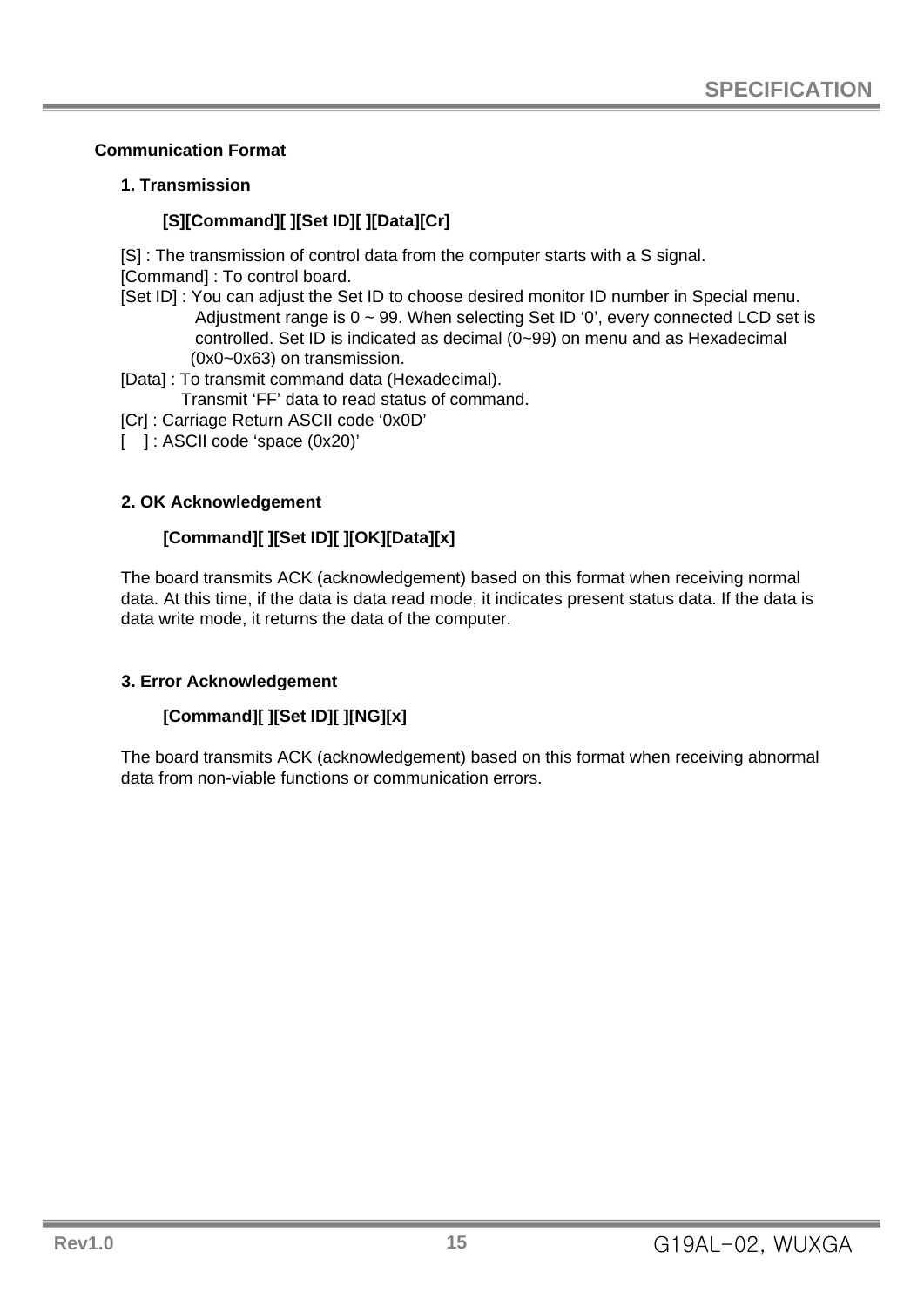## Communication Format

### 1. Transmission

**[S][Command][ ][Set ID][ ][Data][Cr]**

[S] : The transmission of control data from the computer starts with a S signal.
[Command] : To control board.
[Set ID] : You can adjust the Set ID to choose desired monitor ID number in Special menu. Adjustment range is 0 ~ 99. When selecting Set ID ‘0’, every connected LCD set is controlled. Set ID is indicated as decimal (0~99) on menu and as Hexadecimal (0x0~0x63) on transmission.
[Data] : To transmit command data (Hexadecimal).
Transmit ‘FF’ data to read status of command.
[Cr] : Carriage Return ASCII code ‘0x0D’
[ ] : ASCII code ‘space (0x20)’

### 2. OK Acknowledgement

**[Command][ ][Set ID][ ][OK][Data][x]**

The board transmits ACK (acknowledgement) based on this format when receiving normal data. At this time, if the data is data read mode, it indicates present status data. If the data is data write mode, it returns the data of the computer.

### 3. Error Acknowledgement

**[Command][ ][Set ID][ ][NG][x]**

The board transmits ACK (acknowledgement) based on this format when receiving abnormal data from non-viable functions or communication errors.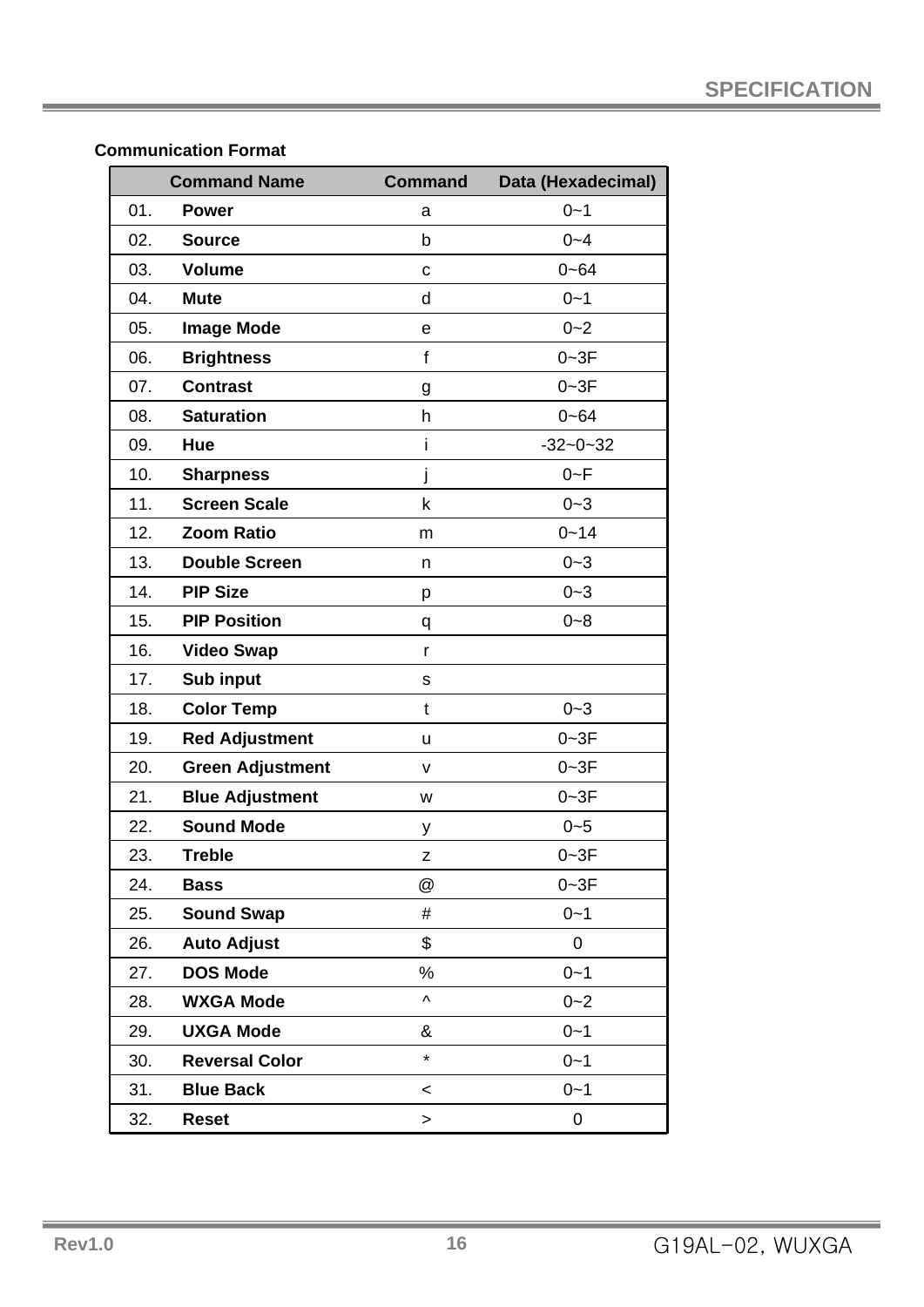**Communication Format**

| | Command Name | Command | Data (Hexadecimal) |
|---|---|---|---|
| 01. | **Power** | a | 0~1 |
| 02. | **Source** | b | 0~4 |
| 03. | **Volume** | c | 0~64 |
| 04. | **Mute** | d | 0~1 |
| 05. | **Image Mode** | e | 0~2 |
| 06. | **Brightness** | f | 0~3F |
| 07. | **Contrast** | g | 0~3F |
| 08. | **Saturation** | h | 0~64 |
| 09. | **Hue** | i | -32~0~32 |
| 10. | **Sharpness** | j | 0~F |
| 11. | **Screen Scale** | k | 0~3 |
| 12. | **Zoom Ratio** | m | 0~14 |
| 13. | **Double Screen** | n | 0~3 |
| 14. | **PIP Size** | p | 0~3 |
| 15. | **PIP Position** | q | 0~8 |
| 16. | **Video Swap** | r | |
| 17. | **Sub input** | s | |
| 18. | **Color Temp** | t | 0~3 |
| 19. | **Red Adjustment** | u | 0~3F |
| 20. | **Green Adjustment** | v | 0~3F |
| 21. | **Blue Adjustment** | w | 0~3F |
| 22. | **Sound Mode** | y | 0~5 |
| 23. | **Treble** | z | 0~3F |
| 24. | **Bass** | @ | 0~3F |
| 25. | **Sound Swap** | # | 0~1 |
| 26. | **Auto Adjust** | $ | 0 |
| 27. | **DOS Mode** | % | 0~1 |
| 28. | **WXGA Mode** | ^ | 0~2 |
| 29. | **UXGA Mode** | & | 0~1 |
| 30. | **Reversal Color** | * | 0~1 |
| 31. | **Blue Back** | < | 0~1 |
| 32. | **Reset** | > | 0 |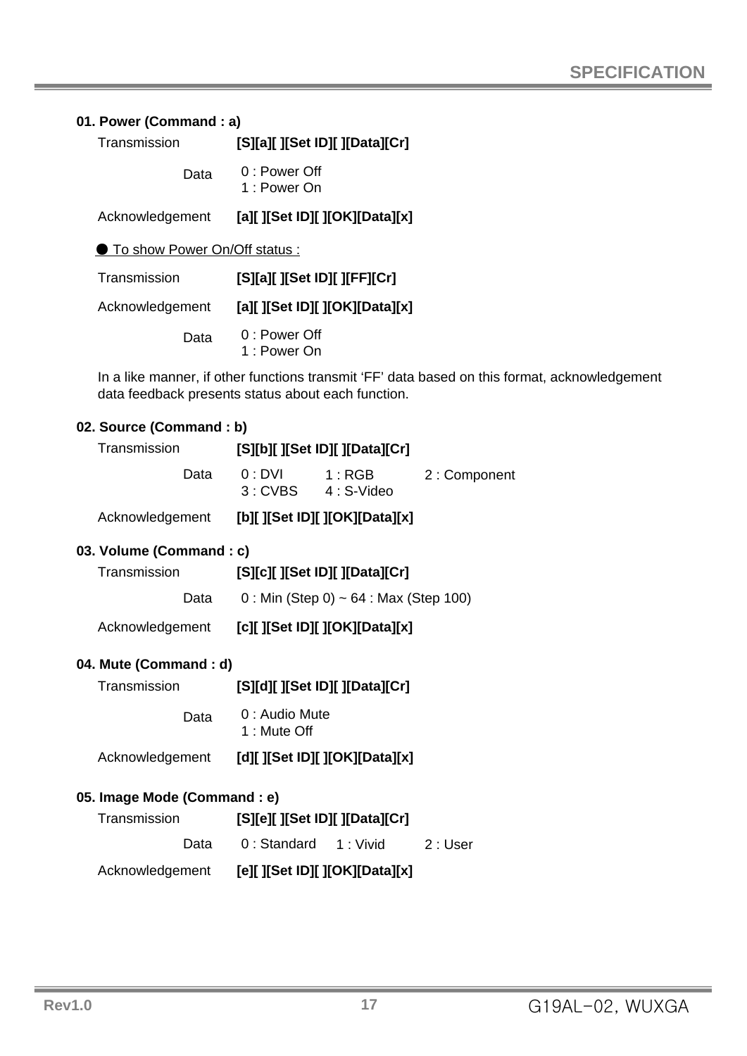### 01. Power (Command : a)

Transmission **[S][a][ ][Set ID][ ][Data][Cr]**

Data
- 0 : Power Off
- 1 : Power On

Acknowledgement **[a][ ][Set ID][ ][OK][Data][x]**

● To show Power On/Off status :

Transmission **[S][a][ ][Set ID][ ][FF][Cr]**

Acknowledgement **[a][ ][Set ID][ ][OK][Data][x]**

Data
- 0 : Power Off
- 1 : Power On

In a like manner, if other functions transmit 'FF' data based on this format, acknowledgement data feedback presents status about each function.

### 02. Source (Command : b)

Transmission **[S][b][ ][Set ID][ ][Data][Cr]**

Data
- 0 : DVI
- 1 : RGB
- 2 : Component
- 3 : CVBS
- 4 : S-Video

Acknowledgement **[b][ ][Set ID][ ][OK][Data][x]**

### 03. Volume (Command : c)

Transmission **[S][c][ ][Set ID][ ][Data][Cr]**

Data 0 : Min (Step 0) ~ 64 : Max (Step 100)

Acknowledgement **[c][ ][Set ID][ ][OK][Data][x]**

### 04. Mute (Command : d)

Transmission **[S][d][ ][Set ID][ ][Data][Cr]**

Data
- 0 : Audio Mute
- 1 : Mute Off

Acknowledgement **[d][ ][Set ID][ ][OK][Data][x]**

### 05. Image Mode (Command : e)

Transmission **[S][e][ ][Set ID][ ][Data][Cr]**

Data
- 0 : Standard
- 1 : Vivid
- 2 : User

Acknowledgement **[e][ ][Set ID][ ][OK][Data][x]**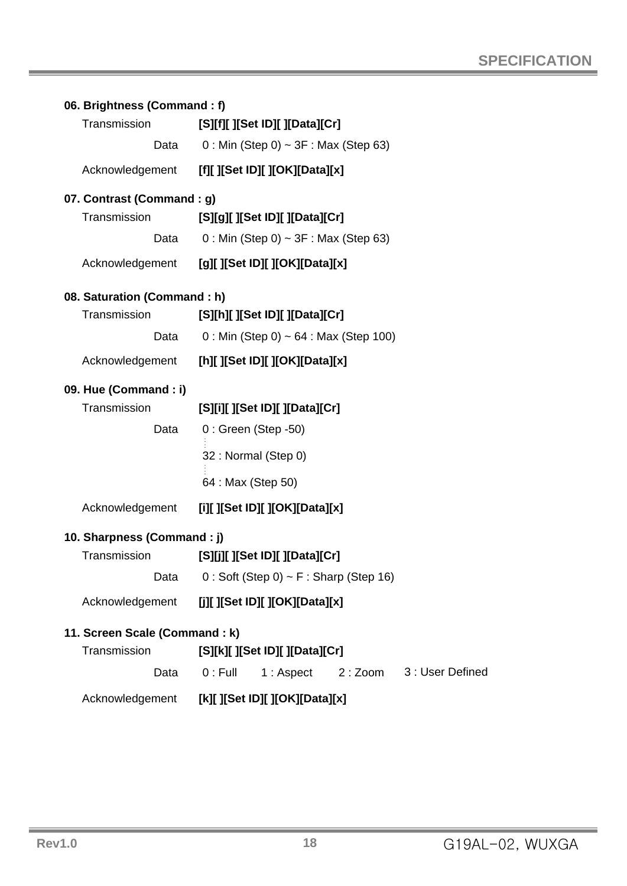### 06. Brightness (Command : f)

Transmission **[S][f][ ][Set ID][ ][Data][Cr]**

Data 0 : Min (Step 0) ~ 3F : Max (Step 63)

Acknowledgement **[f][ ][Set ID][ ][OK][Data][x]**

### 07. Contrast (Command : g)

Transmission **[S][g][ ][Set ID][ ][Data][Cr]**

Data 0 : Min (Step 0) ~ 3F : Max (Step 63)

Acknowledgement **[g][ ][Set ID][ ][OK][Data][x]**

### 08. Saturation (Command : h)

Transmission **[S][h][ ][Set ID][ ][Data][Cr]**

Data 0 : Min (Step 0) ~ 64 : Max (Step 100)

Acknowledgement **[h][ ][Set ID][ ][OK][Data][x]**

### 09. Hue (Command : i)

Transmission **[S][i][ ][Set ID][ ][Data][Cr]**

Data 0 : Green (Step -50)

⋮

32 : Normal (Step 0)

⋮

64 : Max (Step 50)

Acknowledgement **[i][ ][Set ID][ ][OK][Data][x]**

### 10. Sharpness (Command : j)

Transmission **[S][j][ ][Set ID][ ][Data][Cr]**

Data 0 : Soft (Step 0) ~ F : Sharp (Step 16)

Acknowledgement **[j][ ][Set ID][ ][OK][Data][x]**

### 11. Screen Scale (Command : k)

Transmission **[S][k][ ][Set ID][ ][Data][Cr]**

Data 0 : Full 1 : Aspect 2 : Zoom 3 : User Defined

Acknowledgement **[k][ ][Set ID][ ][OK][Data][x]**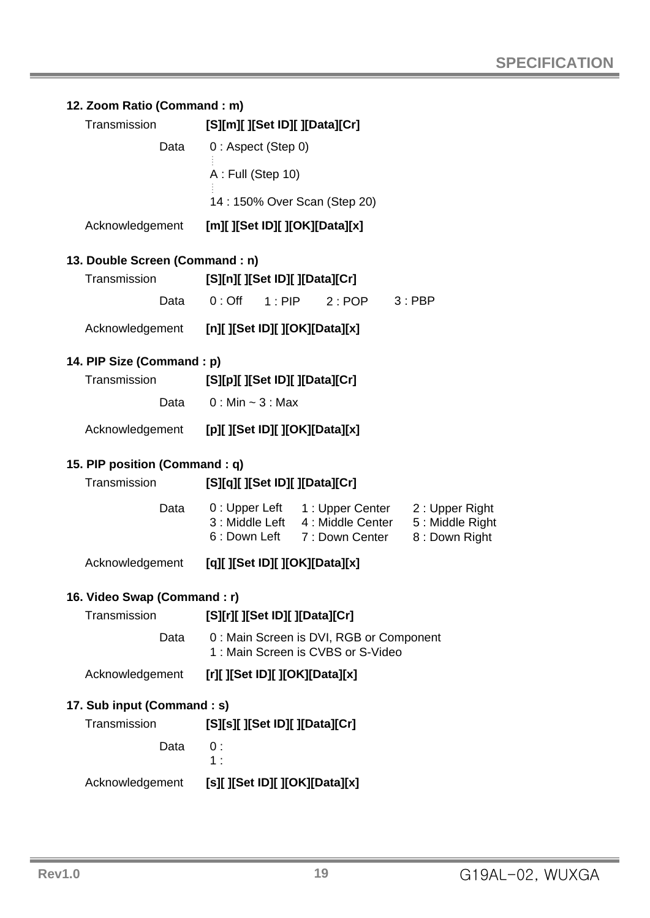**12. Zoom Ratio (Command : m)**

Transmission **[S][m][ ][Set ID][ ][Data][Cr]**

Data 0 : Aspect (Step 0)

⋮

A : Full (Step 10)

⋮

14 : 150% Over Scan (Step 20)

Acknowledgement **[m][ ][Set ID][ ][OK][Data][x]**

**13. Double Screen (Command : n)**

Transmission **[S][n][ ][Set ID][ ][Data][Cr]**

Data 0 : Off 1 : PIP 2 : POP 3 : PBP

Acknowledgement **[n][ ][Set ID][ ][OK][Data][x]**

**14. PIP Size (Command : p)**

Transmission **[S][p][ ][Set ID][ ][Data][Cr]**

Data 0 : Min ~ 3 : Max

Acknowledgement **[p][ ][Set ID][ ][OK][Data][x]**

**15. PIP position (Command : q)**

Transmission **[S][q][ ][Set ID][ ][Data][Cr]**

Data

| 0 : Upper Left | 1 : Upper Center | 2 : Upper Right |
|---|---|---|
| 3 : Middle Left | 4 : Middle Center | 5 : Middle Right |
| 6 : Down Left | 7 : Down Center | 8 : Down Right |

Acknowledgement **[q][ ][Set ID][ ][OK][Data][x]**

**16. Video Swap (Command : r)**

Transmission **[S][r][ ][Set ID][ ][Data][Cr]**

Data 0 : Main Screen is DVI, RGB or Component
1 : Main Screen is CVBS or S-Video

Acknowledgement **[r][ ][Set ID][ ][OK][Data][x]**

**17. Sub input (Command : s)**

Transmission **[S][s][ ][Set ID][ ][Data][Cr]**

Data 0 :
1 :

Acknowledgement **[s][ ][Set ID][ ][OK][Data][x]**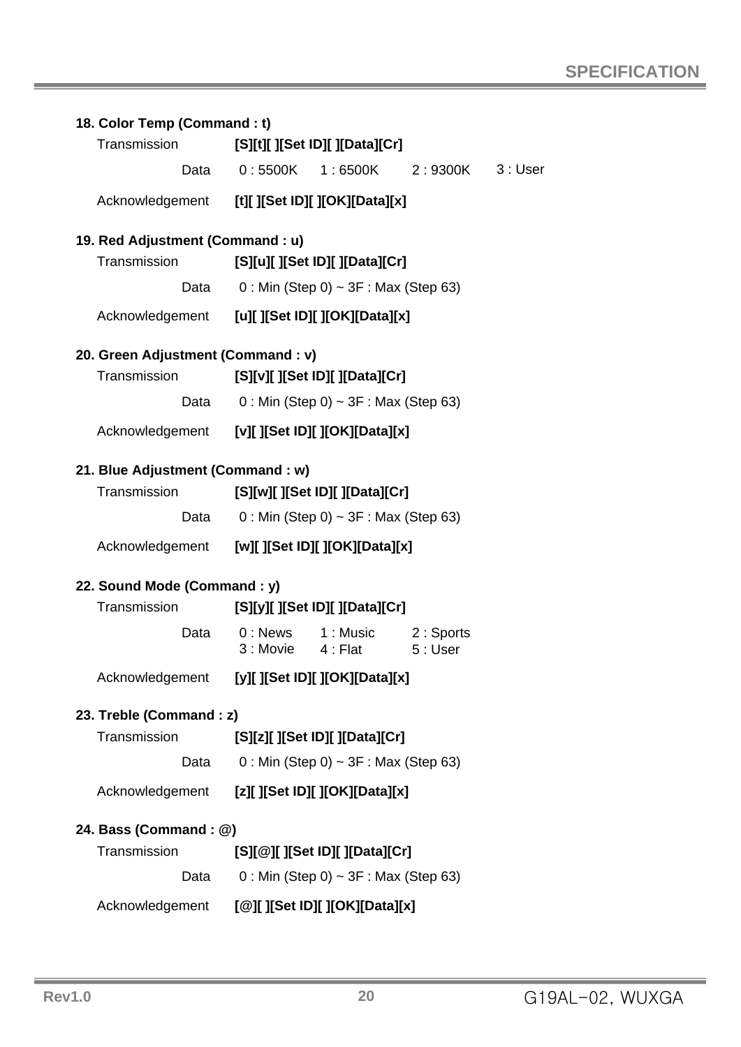**18. Color Temp (Command : t)**

Transmission **[S][t][ ][Set ID][ ][Data][Cr]**

Data 0 : 5500K 1 : 6500K 2 : 9300K 3 : User

Acknowledgement **[t][ ][Set ID][ ][OK][Data][x]**

**19. Red Adjustment (Command : u)**

Transmission **[S][u][ ][Set ID][ ][Data][Cr]**

Data 0 : Min (Step 0) ~ 3F : Max (Step 63)

Acknowledgement **[u][ ][Set ID][ ][OK][Data][x]**

**20. Green Adjustment (Command : v)**

Transmission **[S][v][ ][Set ID][ ][Data][Cr]**

Data 0 : Min (Step 0) ~ 3F : Max (Step 63)

Acknowledgement **[v][ ][Set ID][ ][OK][Data][x]**

**21. Blue Adjustment (Command : w)**

Transmission **[S][w][ ][Set ID][ ][Data][Cr]**

Data 0 : Min (Step 0) ~ 3F : Max (Step 63)

Acknowledgement **[w][ ][Set ID][ ][OK][Data][x]**

**22. Sound Mode (Command : y)**

Transmission **[S][y][ ][Set ID][ ][Data][Cr]**

Data 0 : News 1 : Music 2 : Sports
3 : Movie 4 : Flat 5 : User

Acknowledgement **[y][ ][Set ID][ ][OK][Data][x]**

**23. Treble (Command : z)**

Transmission **[S][z][ ][Set ID][ ][Data][Cr]**

Data 0 : Min (Step 0) ~ 3F : Max (Step 63)

Acknowledgement **[z][ ][Set ID][ ][OK][Data][x]**

**24. Bass (Command : @)**

Transmission **[S][@][ ][Set ID][ ][Data][Cr]**

Data 0 : Min (Step 0) ~ 3F : Max (Step 63)

Acknowledgement **[@][ ][Set ID][ ][OK][Data][x]**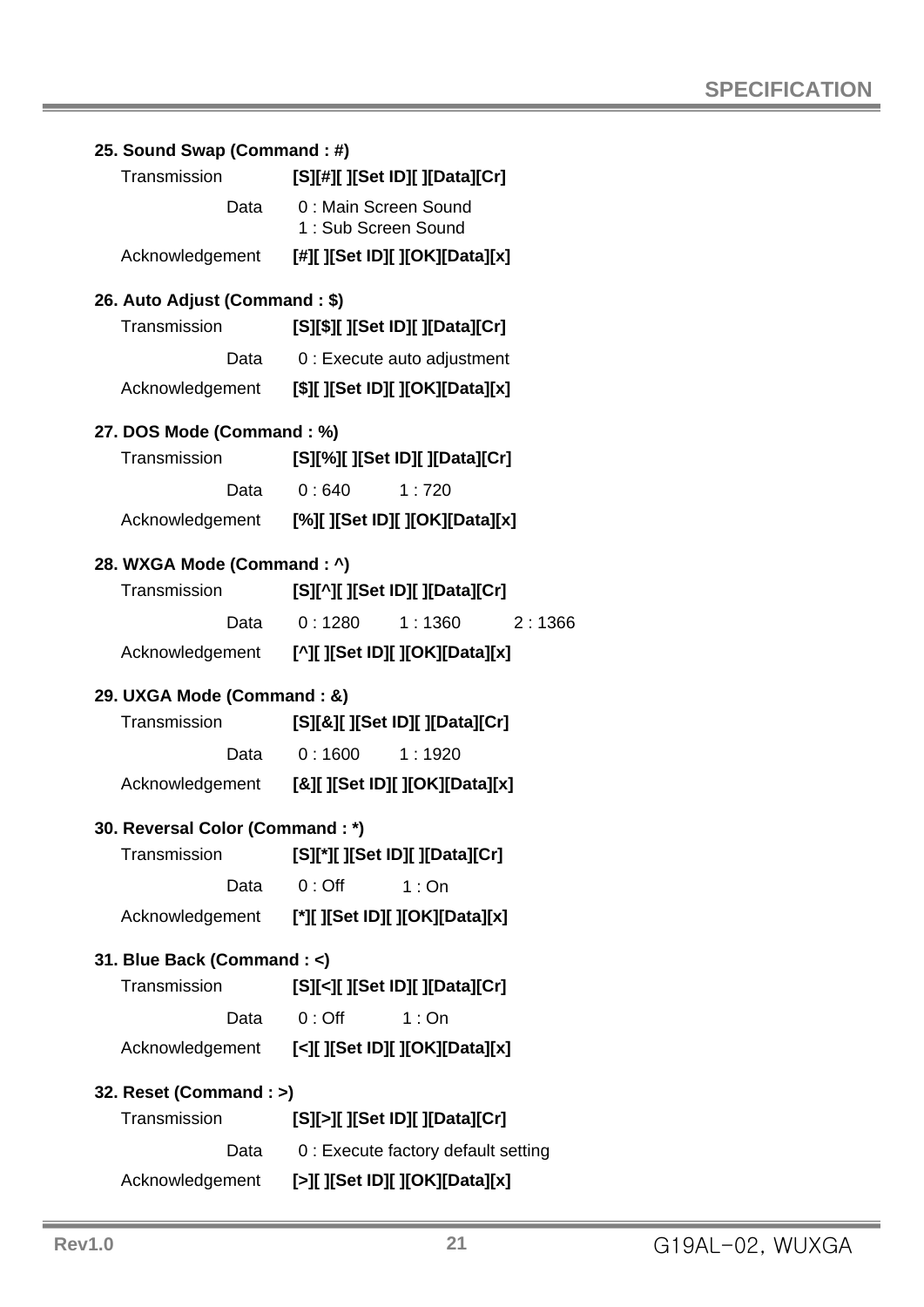**25. Sound Swap (Command : #)**

Transmission **[S][#][ ][Set ID][ ][Data][Cr]**

Data 0 : Main Screen Sound
1 : Sub Screen Sound

Acknowledgement **[#][ ][Set ID][ ][OK][Data][x]**

**26. Auto Adjust (Command : $)**

Transmission **[S][$][ ][Set ID][ ][Data][Cr]**

Data 0 : Execute auto adjustment

Acknowledgement **[$][ ][Set ID][ ][OK][Data][x]**

**27. DOS Mode (Command : %)**

Transmission **[S][%][ ][Set ID][ ][Data][Cr]**

Data 0 : 640 1 : 720

Acknowledgement **[%][ ][Set ID][ ][OK][Data][x]**

**28. WXGA Mode (Command : ^)**

Transmission **[S][^][ ][Set ID][ ][Data][Cr]**

Data 0 : 1280 1 : 1360 2 : 1366

Acknowledgement **[^][ ][Set ID][ ][OK][Data][x]**

**29. UXGA Mode (Command : &)**

Transmission **[S][&][ ][Set ID][ ][Data][Cr]**

Data 0 : 1600 1 : 1920

Acknowledgement **[&][ ][Set ID][ ][OK][Data][x]**

**30. Reversal Color (Command : *)**

Transmission **[S][*][ ][Set ID][ ][Data][Cr]**

Data 0 : Off 1 : On

Acknowledgement **[*][ ][Set ID][ ][OK][Data][x]**

**31. Blue Back (Command : <)**

Transmission **[S][<][ ][Set ID][ ][Data][Cr]**

Data 0 : Off 1 : On

Acknowledgement **[<][ ][Set ID][ ][OK][Data][x]**

**32. Reset (Command : >)**

Transmission **[S][>][ ][Set ID][ ][Data][Cr]**

Data 0 : Execute factory default setting

Acknowledgement **[>][ ][Set ID][ ][OK][Data][x]**